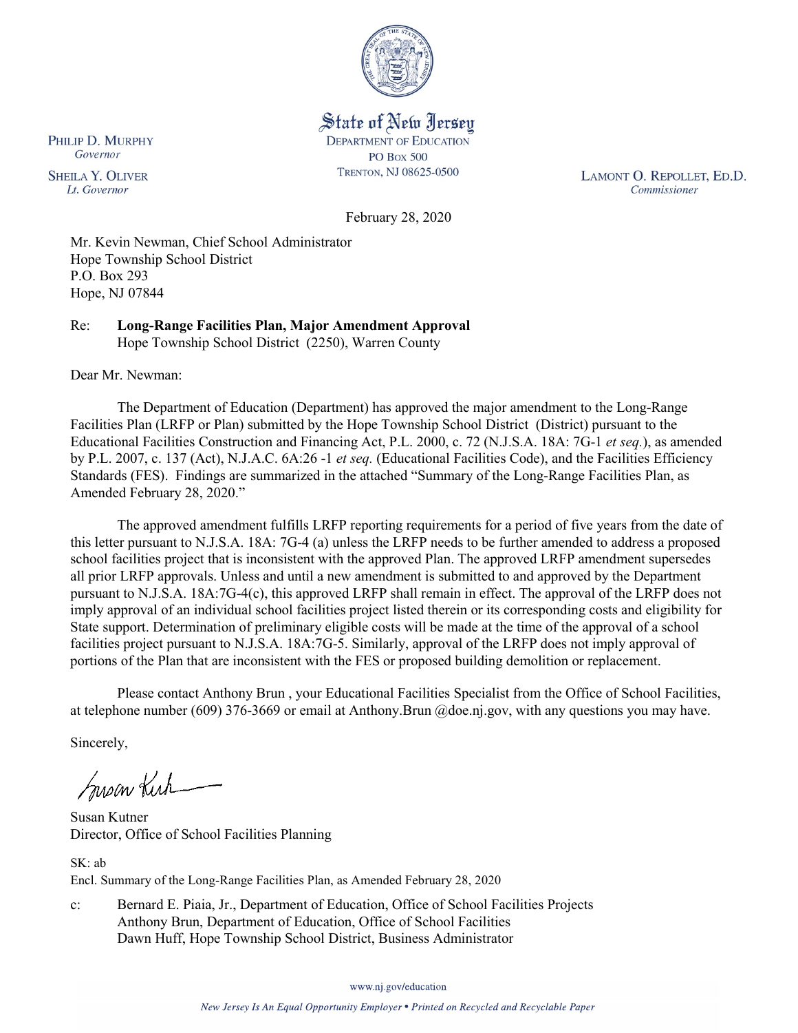State of New Jersey
DEPARTMENT OF EDUCATION
PO Box 500
TRENTON, NJ 08625-0500

PHILIP D. MURPHY
*Governor*

SHEILA Y. OLIVER
*Lt. Governor*

LAMONT O. REPOLLET, ED.D.
*Commissioner*

February 28, 2020

Mr. Kevin Newman, Chief School Administrator
Hope Township School District
P.O. Box 293
Hope, NJ 07844

Re: **Long-Range Facilities Plan, Major Amendment Approval**
Hope Township School District (2250), Warren County

Dear Mr. Newman:

The Department of Education (Department) has approved the major amendment to the Long-Range Facilities Plan (LRFP or Plan) submitted by the Hope Township School District (District) pursuant to the Educational Facilities Construction and Financing Act, P.L. 2000, c. 72 (N.J.S.A. 18A: 7G-1 *et seq.*), as amended by P.L. 2007, c. 137 (Act), N.J.A.C. 6A:26 -1 *et seq.* (Educational Facilities Code), and the Facilities Efficiency Standards (FES). Findings are summarized in the attached "Summary of the Long-Range Facilities Plan, as Amended February 28, 2020."

The approved amendment fulfills LRFP reporting requirements for a period of five years from the date of this letter pursuant to N.J.S.A. 18A: 7G-4 (a) unless the LRFP needs to be further amended to address a proposed school facilities project that is inconsistent with the approved Plan. The approved LRFP amendment supersedes all prior LRFP approvals. Unless and until a new amendment is submitted to and approved by the Department pursuant to N.J.S.A. 18A:7G-4(c), this approved LRFP shall remain in effect. The approval of the LRFP does not imply approval of an individual school facilities project listed therein or its corresponding costs and eligibility for State support. Determination of preliminary eligible costs will be made at the time of the approval of a school facilities project pursuant to N.J.S.A. 18A:7G-5. Similarly, approval of the LRFP does not imply approval of portions of the Plan that are inconsistent with the FES or proposed building demolition or replacement.

Please contact Anthony Brun , your Educational Facilities Specialist from the Office of School Facilities, at telephone number (609) 376-3669 or email at Anthony.Brun @doe.nj.gov, with any questions you may have.

Sincerely,

Susan Kutner
Director, Office of School Facilities Planning

SK: ab
Encl. Summary of the Long-Range Facilities Plan, as Amended February 28, 2020

c: Bernard E. Piaia, Jr., Department of Education, Office of School Facilities Projects
Anthony Brun, Department of Education, Office of School Facilities
Dawn Huff, Hope Township School District, Business Administrator

www.nj.gov/education

*New Jersey Is An Equal Opportunity Employer • Printed on Recycled and Recyclable Paper*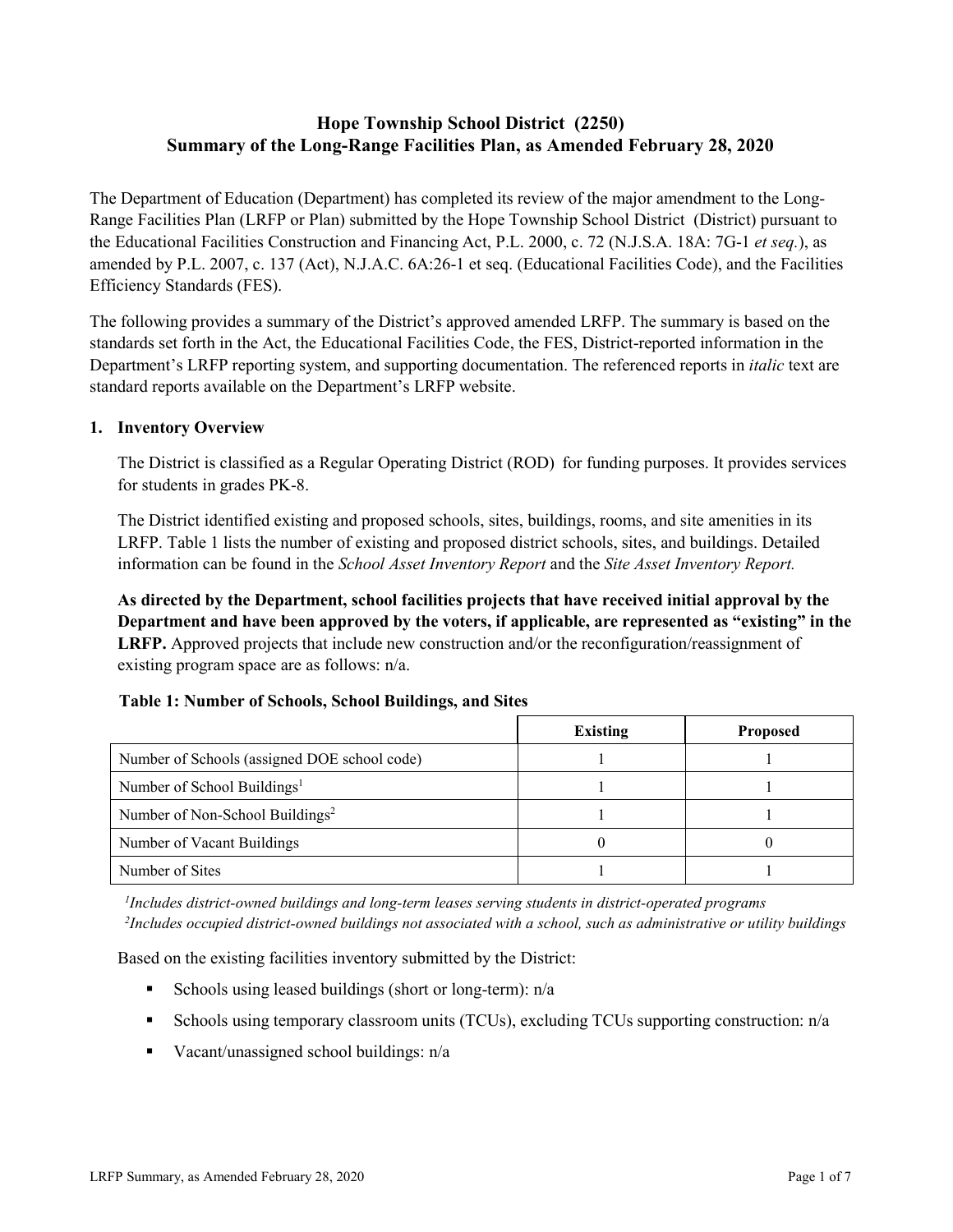# Hope Township School District (2250)
# Summary of the Long-Range Facilities Plan, as Amended February 28, 2020

The Department of Education (Department) has completed its review of the major amendment to the Long-Range Facilities Plan (LRFP or Plan) submitted by the Hope Township School District (District) pursuant to the Educational Facilities Construction and Financing Act, P.L. 2000, c. 72 (N.J.S.A. 18A: 7G-1 *et seq.*), as amended by P.L. 2007, c. 137 (Act), N.J.A.C. 6A:26-1 et seq. (Educational Facilities Code), and the Facilities Efficiency Standards (FES).

The following provides a summary of the District's approved amended LRFP. The summary is based on the standards set forth in the Act, the Educational Facilities Code, the FES, District-reported information in the Department's LRFP reporting system, and supporting documentation. The referenced reports in *italic* text are standard reports available on the Department's LRFP website.

## 1. Inventory Overview

The District is classified as a Regular Operating District (ROD) for funding purposes. It provides services for students in grades PK-8.

The District identified existing and proposed schools, sites, buildings, rooms, and site amenities in its LRFP. Table 1 lists the number of existing and proposed district schools, sites, and buildings. Detailed information can be found in the *School Asset Inventory Report* and the *Site Asset Inventory Report.*

**As directed by the Department, school facilities projects that have received initial approval by the Department and have been approved by the voters, if applicable, are represented as "existing" in the LRFP.** Approved projects that include new construction and/or the reconfiguration/reassignment of existing program space are as follows: n/a.

**Table 1: Number of Schools, School Buildings, and Sites**

| | Existing | Proposed |
|---|---|---|
| Number of Schools (assigned DOE school code) | 1 | 1 |
| Number of School Buildings[1] | 1 | 1 |
| Number of Non-School Buildings[2] | 1 | 1 |
| Number of Vacant Buildings | 0 | 0 |
| Number of Sites | 1 | 1 |

*[1]Includes district-owned buildings and long-term leases serving students in district-operated programs*
*[2]Includes occupied district-owned buildings not associated with a school, such as administrative or utility buildings*

Based on the existing facilities inventory submitted by the District:

- Schools using leased buildings (short or long-term): n/a
- Schools using temporary classroom units (TCUs), excluding TCUs supporting construction: n/a
- Vacant/unassigned school buildings: n/a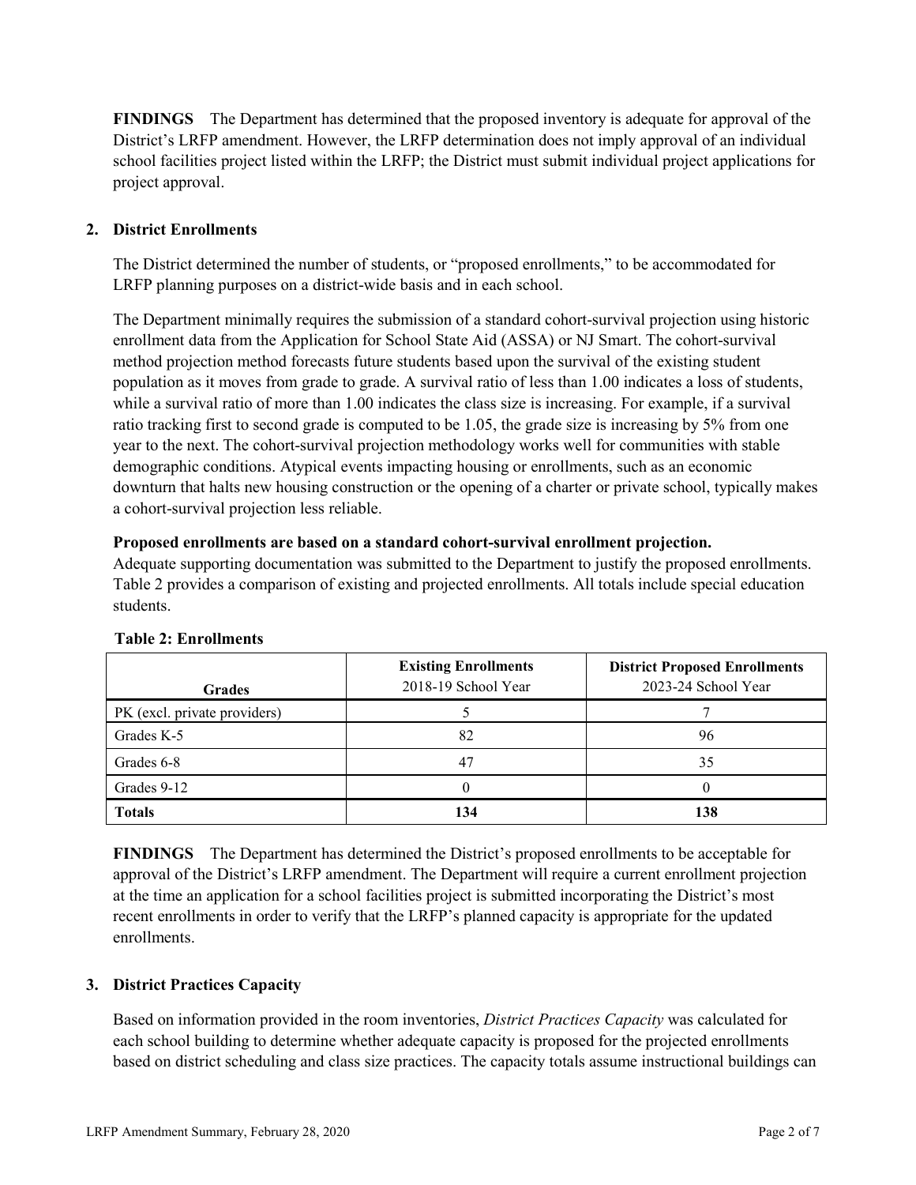**FINDINGS** The Department has determined that the proposed inventory is adequate for approval of the District's LRFP amendment. However, the LRFP determination does not imply approval of an individual school facilities project listed within the LRFP; the District must submit individual project applications for project approval.

## 2. District Enrollments

The District determined the number of students, or "proposed enrollments," to be accommodated for LRFP planning purposes on a district-wide basis and in each school.

The Department minimally requires the submission of a standard cohort-survival projection using historic enrollment data from the Application for School State Aid (ASSA) or NJ Smart. The cohort-survival method projection method forecasts future students based upon the survival of the existing student population as it moves from grade to grade. A survival ratio of less than 1.00 indicates a loss of students, while a survival ratio of more than 1.00 indicates the class size is increasing. For example, if a survival ratio tracking first to second grade is computed to be 1.05, the grade size is increasing by 5% from one year to the next. The cohort-survival projection methodology works well for communities with stable demographic conditions. Atypical events impacting housing or enrollments, such as an economic downturn that halts new housing construction or the opening of a charter or private school, typically makes a cohort-survival projection less reliable.

**Proposed enrollments are based on a standard cohort-survival enrollment projection.**
Adequate supporting documentation was submitted to the Department to justify the proposed enrollments. Table 2 provides a comparison of existing and projected enrollments. All totals include special education students.

**Table 2: Enrollments**

| Grades | Existing Enrollments 2018-19 School Year | District Proposed Enrollments 2023-24 School Year |
|---|---|---|
| PK (excl. private providers) | 5 | 7 |
| Grades K-5 | 82 | 96 |
| Grades 6-8 | 47 | 35 |
| Grades 9-12 | 0 | 0 |
| **Totals** | **134** | **138** |

**FINDINGS** The Department has determined the District's proposed enrollments to be acceptable for approval of the District's LRFP amendment. The Department will require a current enrollment projection at the time an application for a school facilities project is submitted incorporating the District's most recent enrollments in order to verify that the LRFP's planned capacity is appropriate for the updated enrollments.

## 3. District Practices Capacity

Based on information provided in the room inventories, *District Practices Capacity* was calculated for each school building to determine whether adequate capacity is proposed for the projected enrollments based on district scheduling and class size practices. The capacity totals assume instructional buildings can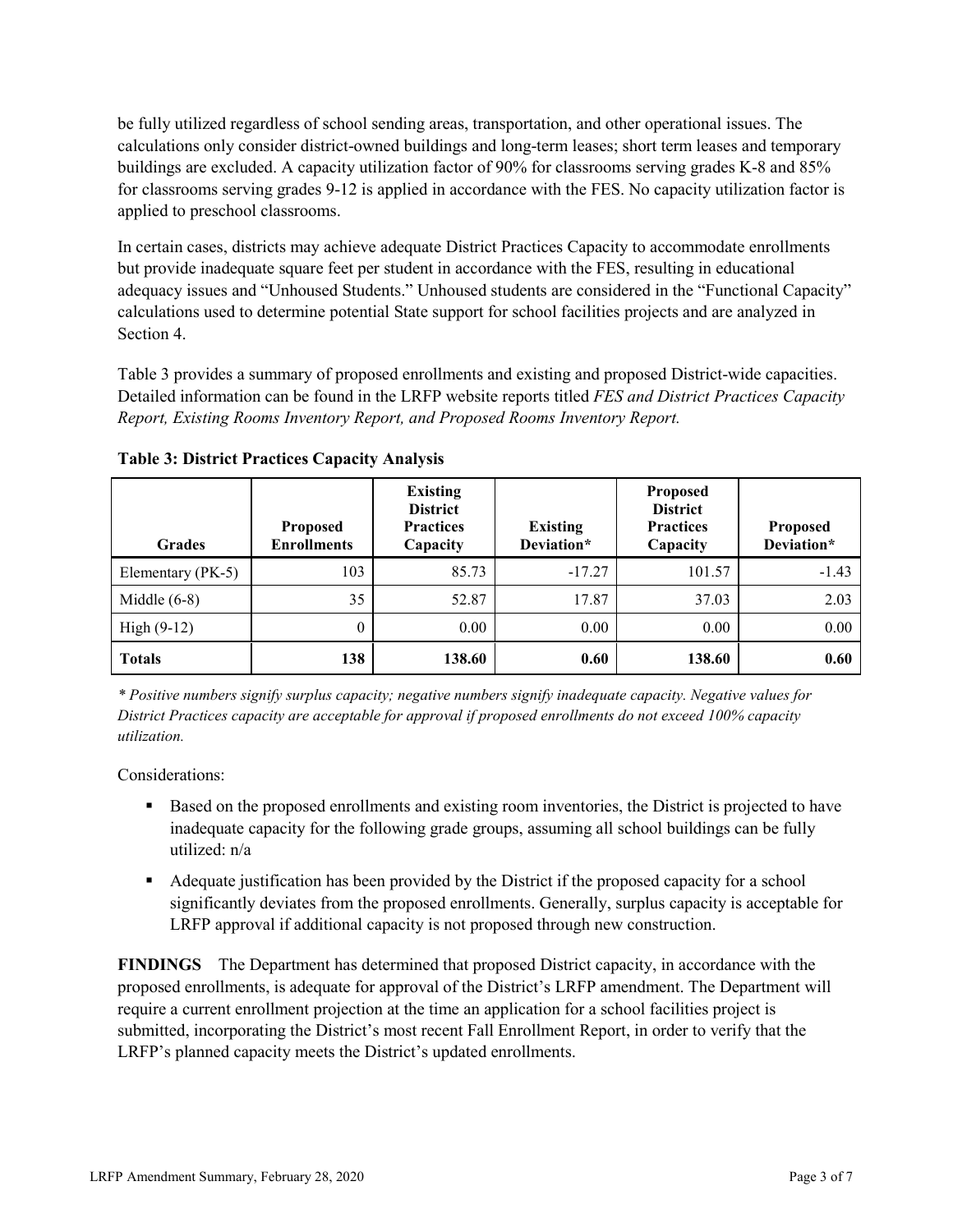be fully utilized regardless of school sending areas, transportation, and other operational issues. The calculations only consider district-owned buildings and long-term leases; short term leases and temporary buildings are excluded. A capacity utilization factor of 90% for classrooms serving grades K-8 and 85% for classrooms serving grades 9-12 is applied in accordance with the FES. No capacity utilization factor is applied to preschool classrooms.

In certain cases, districts may achieve adequate District Practices Capacity to accommodate enrollments but provide inadequate square feet per student in accordance with the FES, resulting in educational adequacy issues and "Unhoused Students." Unhoused students are considered in the "Functional Capacity" calculations used to determine potential State support for school facilities projects and are analyzed in Section 4.

Table 3 provides a summary of proposed enrollments and existing and proposed District-wide capacities. Detailed information can be found in the LRFP website reports titled *FES and District Practices Capacity Report, Existing Rooms Inventory Report, and Proposed Rooms Inventory Report.*

**Table 3: District Practices Capacity Analysis**

| Grades | Proposed Enrollments | Existing District Practices Capacity | Existing Deviation* | Proposed District Practices Capacity | Proposed Deviation* |
|---|---|---|---|---|---|
| Elementary (PK-5) | 103 | 85.73 | -17.27 | 101.57 | -1.43 |
| Middle (6-8) | 35 | 52.87 | 17.87 | 37.03 | 2.03 |
| High (9-12) | 0 | 0.00 | 0.00 | 0.00 | 0.00 |
| **Totals** | **138** | **138.60** | **0.60** | **138.60** | **0.60** |

*\* Positive numbers signify surplus capacity; negative numbers signify inadequate capacity. Negative values for District Practices capacity are acceptable for approval if proposed enrollments do not exceed 100% capacity utilization.*

Considerations:

- Based on the proposed enrollments and existing room inventories, the District is projected to have inadequate capacity for the following grade groups, assuming all school buildings can be fully utilized: n/a
- Adequate justification has been provided by the District if the proposed capacity for a school significantly deviates from the proposed enrollments. Generally, surplus capacity is acceptable for LRFP approval if additional capacity is not proposed through new construction.

**FINDINGS** The Department has determined that proposed District capacity, in accordance with the proposed enrollments, is adequate for approval of the District's LRFP amendment. The Department will require a current enrollment projection at the time an application for a school facilities project is submitted, incorporating the District's most recent Fall Enrollment Report, in order to verify that the LRFP's planned capacity meets the District's updated enrollments.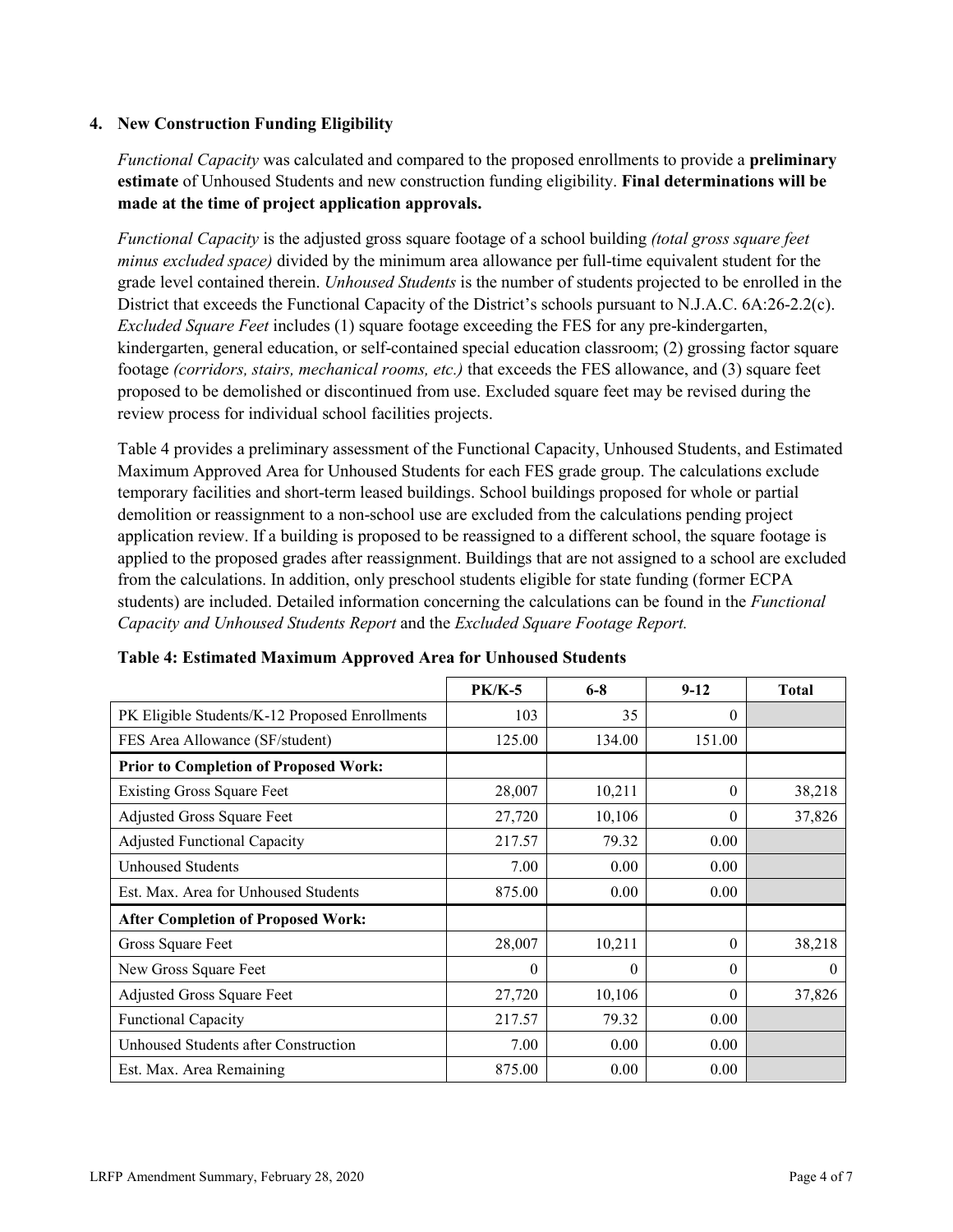### 4. New Construction Funding Eligibility

*Functional Capacity* was calculated and compared to the proposed enrollments to provide a **preliminary estimate** of Unhoused Students and new construction funding eligibility. **Final determinations will be made at the time of project application approvals.**

*Functional Capacity* is the adjusted gross square footage of a school building *(total gross square feet minus excluded space)* divided by the minimum area allowance per full-time equivalent student for the grade level contained therein. *Unhoused Students* is the number of students projected to be enrolled in the District that exceeds the Functional Capacity of the District's schools pursuant to N.J.A.C. 6A:26-2.2(c). *Excluded Square Feet* includes (1) square footage exceeding the FES for any pre-kindergarten, kindergarten, general education, or self-contained special education classroom; (2) grossing factor square footage *(corridors, stairs, mechanical rooms, etc.)* that exceeds the FES allowance, and (3) square feet proposed to be demolished or discontinued from use. Excluded square feet may be revised during the review process for individual school facilities projects.

Table 4 provides a preliminary assessment of the Functional Capacity, Unhoused Students, and Estimated Maximum Approved Area for Unhoused Students for each FES grade group. The calculations exclude temporary facilities and short-term leased buildings. School buildings proposed for whole or partial demolition or reassignment to a non-school use are excluded from the calculations pending project application review. If a building is proposed to be reassigned to a different school, the square footage is applied to the proposed grades after reassignment. Buildings that are not assigned to a school are excluded from the calculations. In addition, only preschool students eligible for state funding (former ECPA students) are included. Detailed information concerning the calculations can be found in the *Functional Capacity and Unhoused Students Report* and the *Excluded Square Footage Report.*

**Table 4: Estimated Maximum Approved Area for Unhoused Students**

| | PK/K-5 | 6-8 | 9-12 | Total |
|---|---|---|---|---|
| PK Eligible Students/K-12 Proposed Enrollments | 103 | 35 | 0 | |
| FES Area Allowance (SF/student) | 125.00 | 134.00 | 151.00 | |
| **Prior to Completion of Proposed Work:** | | | | |
| Existing Gross Square Feet | 28,007 | 10,211 | 0 | 38,218 |
| Adjusted Gross Square Feet | 27,720 | 10,106 | 0 | 37,826 |
| Adjusted Functional Capacity | 217.57 | 79.32 | 0.00 | |
| Unhoused Students | 7.00 | 0.00 | 0.00 | |
| Est. Max. Area for Unhoused Students | 875.00 | 0.00 | 0.00 | |
| **After Completion of Proposed Work:** | | | | |
| Gross Square Feet | 28,007 | 10,211 | 0 | 38,218 |
| New Gross Square Feet | 0 | 0 | 0 | 0 |
| Adjusted Gross Square Feet | 27,720 | 10,106 | 0 | 37,826 |
| Functional Capacity | 217.57 | 79.32 | 0.00 | |
| Unhoused Students after Construction | 7.00 | 0.00 | 0.00 | |
| Est. Max. Area Remaining | 875.00 | 0.00 | 0.00 | |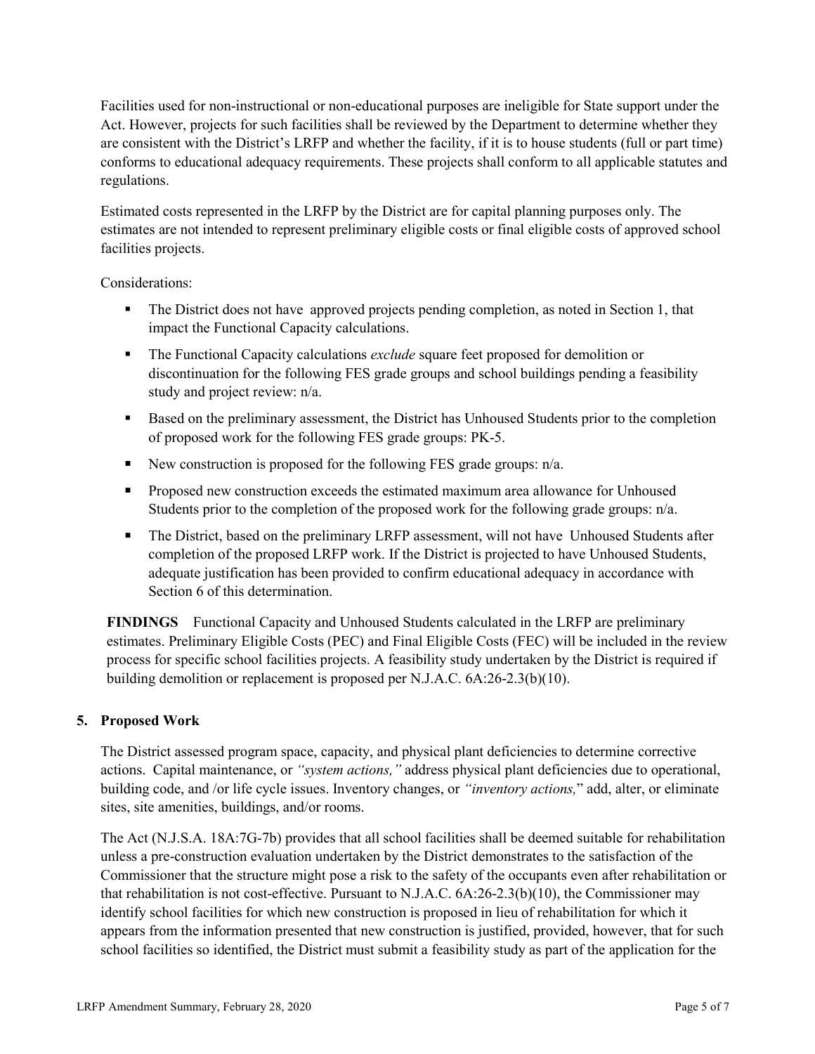Facilities used for non-instructional or non-educational purposes are ineligible for State support under the Act. However, projects for such facilities shall be reviewed by the Department to determine whether they are consistent with the District's LRFP and whether the facility, if it is to house students (full or part time) conforms to educational adequacy requirements. These projects shall conform to all applicable statutes and regulations.

Estimated costs represented in the LRFP by the District are for capital planning purposes only. The estimates are not intended to represent preliminary eligible costs or final eligible costs of approved school facilities projects.

Considerations:

- The District does not have approved projects pending completion, as noted in Section 1, that impact the Functional Capacity calculations.
- The Functional Capacity calculations *exclude* square feet proposed for demolition or discontinuation for the following FES grade groups and school buildings pending a feasibility study and project review: n/a.
- Based on the preliminary assessment, the District has Unhoused Students prior to the completion of proposed work for the following FES grade groups: PK-5.
- New construction is proposed for the following FES grade groups: n/a.
- Proposed new construction exceeds the estimated maximum area allowance for Unhoused Students prior to the completion of the proposed work for the following grade groups: n/a.
- The District, based on the preliminary LRFP assessment, will not have Unhoused Students after completion of the proposed LRFP work. If the District is projected to have Unhoused Students, adequate justification has been provided to confirm educational adequacy in accordance with Section 6 of this determination.

**FINDINGS** Functional Capacity and Unhoused Students calculated in the LRFP are preliminary estimates. Preliminary Eligible Costs (PEC) and Final Eligible Costs (FEC) will be included in the review process for specific school facilities projects. A feasibility study undertaken by the District is required if building demolition or replacement is proposed per N.J.A.C. 6A:26-2.3(b)(10).

## 5. Proposed Work

The District assessed program space, capacity, and physical plant deficiencies to determine corrective actions. Capital maintenance, or *"system actions,"* address physical plant deficiencies due to operational, building code, and /or life cycle issues. Inventory changes, or *"inventory actions,"* add, alter, or eliminate sites, site amenities, buildings, and/or rooms.

The Act (N.J.S.A. 18A:7G-7b) provides that all school facilities shall be deemed suitable for rehabilitation unless a pre-construction evaluation undertaken by the District demonstrates to the satisfaction of the Commissioner that the structure might pose a risk to the safety of the occupants even after rehabilitation or that rehabilitation is not cost-effective. Pursuant to N.J.A.C. 6A:26-2.3(b)(10), the Commissioner may identify school facilities for which new construction is proposed in lieu of rehabilitation for which it appears from the information presented that new construction is justified, provided, however, that for such school facilities so identified, the District must submit a feasibility study as part of the application for the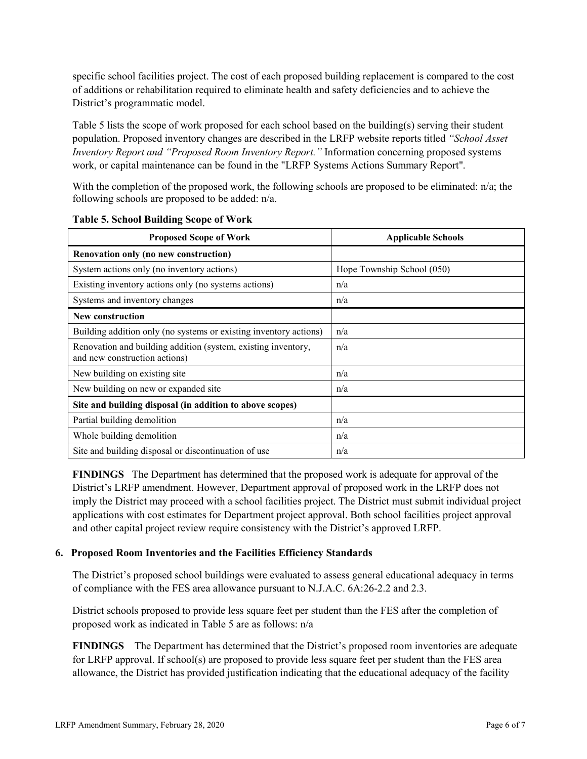specific school facilities project. The cost of each proposed building replacement is compared to the cost of additions or rehabilitation required to eliminate health and safety deficiencies and to achieve the District's programmatic model.

Table 5 lists the scope of work proposed for each school based on the building(s) serving their student population. Proposed inventory changes are described in the LRFP website reports titled *"School Asset Inventory Report and "Proposed Room Inventory Report."* Information concerning proposed systems work, or capital maintenance can be found in the "LRFP Systems Actions Summary Report".

With the completion of the proposed work, the following schools are proposed to be eliminated: n/a; the following schools are proposed to be added: n/a.

**Table 5. School Building Scope of Work**

| Proposed Scope of Work | Applicable Schools |
|---|---|
| **Renovation only (no new construction)** | |
| System actions only (no inventory actions) | Hope Township School (050) |
| Existing inventory actions only (no systems actions) | n/a |
| Systems and inventory changes | n/a |
| **New construction** | |
| Building addition only (no systems or existing inventory actions) | n/a |
| Renovation and building addition (system, existing inventory, and new construction actions) | n/a |
| New building on existing site | n/a |
| New building on new or expanded site | n/a |
| **Site and building disposal (in addition to above scopes)** | |
| Partial building demolition | n/a |
| Whole building demolition | n/a |
| Site and building disposal or discontinuation of use | n/a |

**FINDINGS** The Department has determined that the proposed work is adequate for approval of the District's LRFP amendment. However, Department approval of proposed work in the LRFP does not imply the District may proceed with a school facilities project. The District must submit individual project applications with cost estimates for Department project approval. Both school facilities project approval and other capital project review require consistency with the District's approved LRFP.

## 6. Proposed Room Inventories and the Facilities Efficiency Standards

The District's proposed school buildings were evaluated to assess general educational adequacy in terms of compliance with the FES area allowance pursuant to N.J.A.C. 6A:26-2.2 and 2.3.

District schools proposed to provide less square feet per student than the FES after the completion of proposed work as indicated in Table 5 are as follows: n/a

**FINDINGS** The Department has determined that the District's proposed room inventories are adequate for LRFP approval. If school(s) are proposed to provide less square feet per student than the FES area allowance, the District has provided justification indicating that the educational adequacy of the facility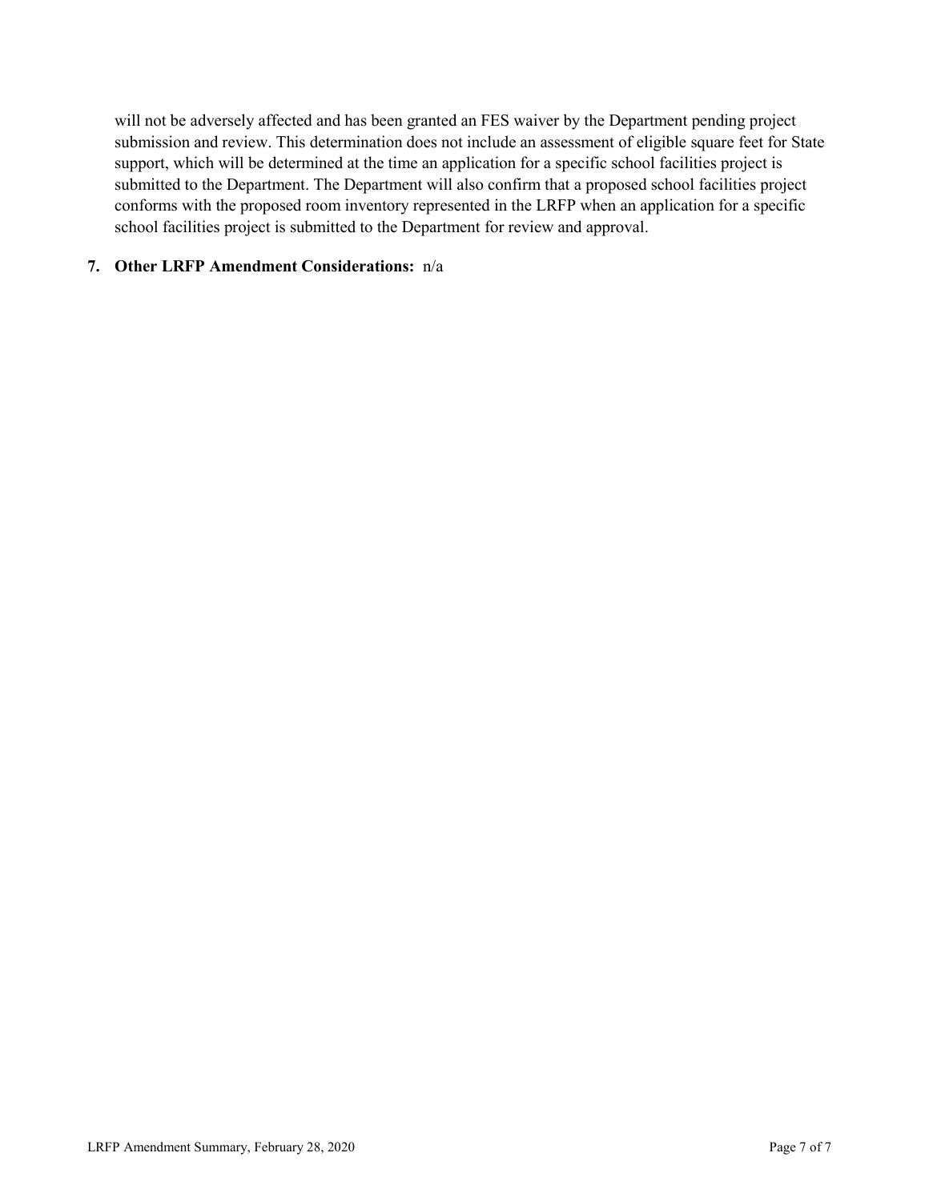will not be adversely affected and has been granted an FES waiver by the Department pending project submission and review. This determination does not include an assessment of eligible square feet for State support, which will be determined at the time an application for a specific school facilities project is submitted to the Department. The Department will also confirm that a proposed school facilities project conforms with the proposed room inventory represented in the LRFP when an application for a specific school facilities project is submitted to the Department for review and approval.

7. **Other LRFP Amendment Considerations:** n/a